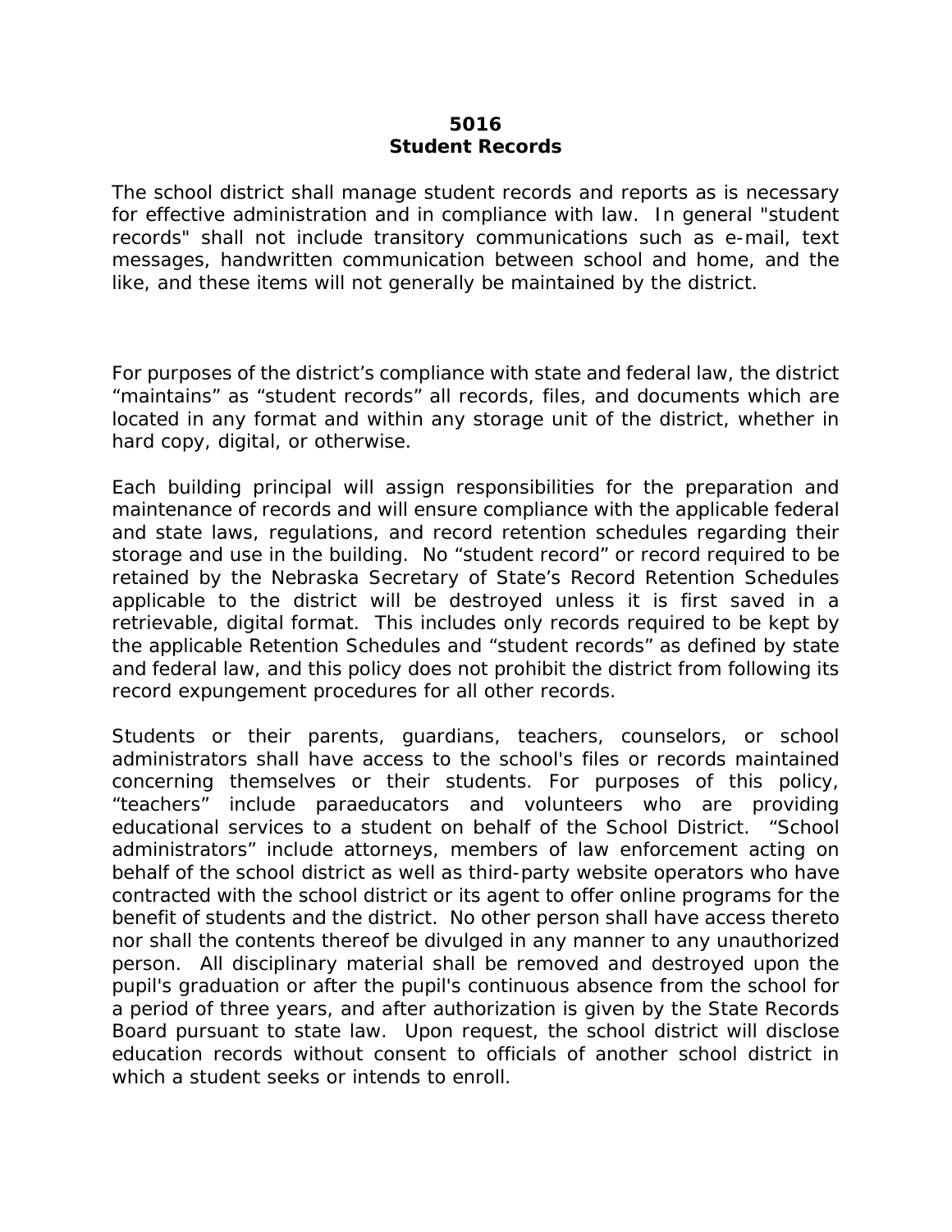# 5016
# Student Records

The school district shall manage student records and reports as is necessary for effective administration and in compliance with law. In general "student records" shall not include transitory communications such as e-mail, text messages, handwritten communication between school and home, and the like, and these items will not generally be maintained by the district.

For purposes of the district's compliance with state and federal law, the district "maintains" as "student records" all records, files, and documents which are located in any format and within any storage unit of the district, whether in hard copy, digital, or otherwise.

Each building principal will assign responsibilities for the preparation and maintenance of records and will ensure compliance with the applicable federal and state laws, regulations, and record retention schedules regarding their storage and use in the building. No "student record" or record required to be retained by the Nebraska Secretary of State's Record Retention Schedules applicable to the district will be destroyed unless it is first saved in a retrievable, digital format. This includes only records required to be kept by the applicable Retention Schedules and "student records" as defined by state and federal law, and this policy does not prohibit the district from following its record expungement procedures for all other records.

Students or their parents, guardians, teachers, counselors, or school administrators shall have access to the school's files or records maintained concerning themselves or their students. For purposes of this policy, "teachers" include paraeducators and volunteers who are providing educational services to a student on behalf of the School District. "School administrators" include attorneys, members of law enforcement acting on behalf of the school district as well as third-party website operators who have contracted with the school district or its agent to offer online programs for the benefit of students and the district. No other person shall have access thereto nor shall the contents thereof be divulged in any manner to any unauthorized person. All disciplinary material shall be removed and destroyed upon the pupil's graduation or after the pupil's continuous absence from the school for a period of three years, and after authorization is given by the State Records Board pursuant to state law. Upon request, the school district will disclose education records without consent to officials of another school district in which a student seeks or intends to enroll.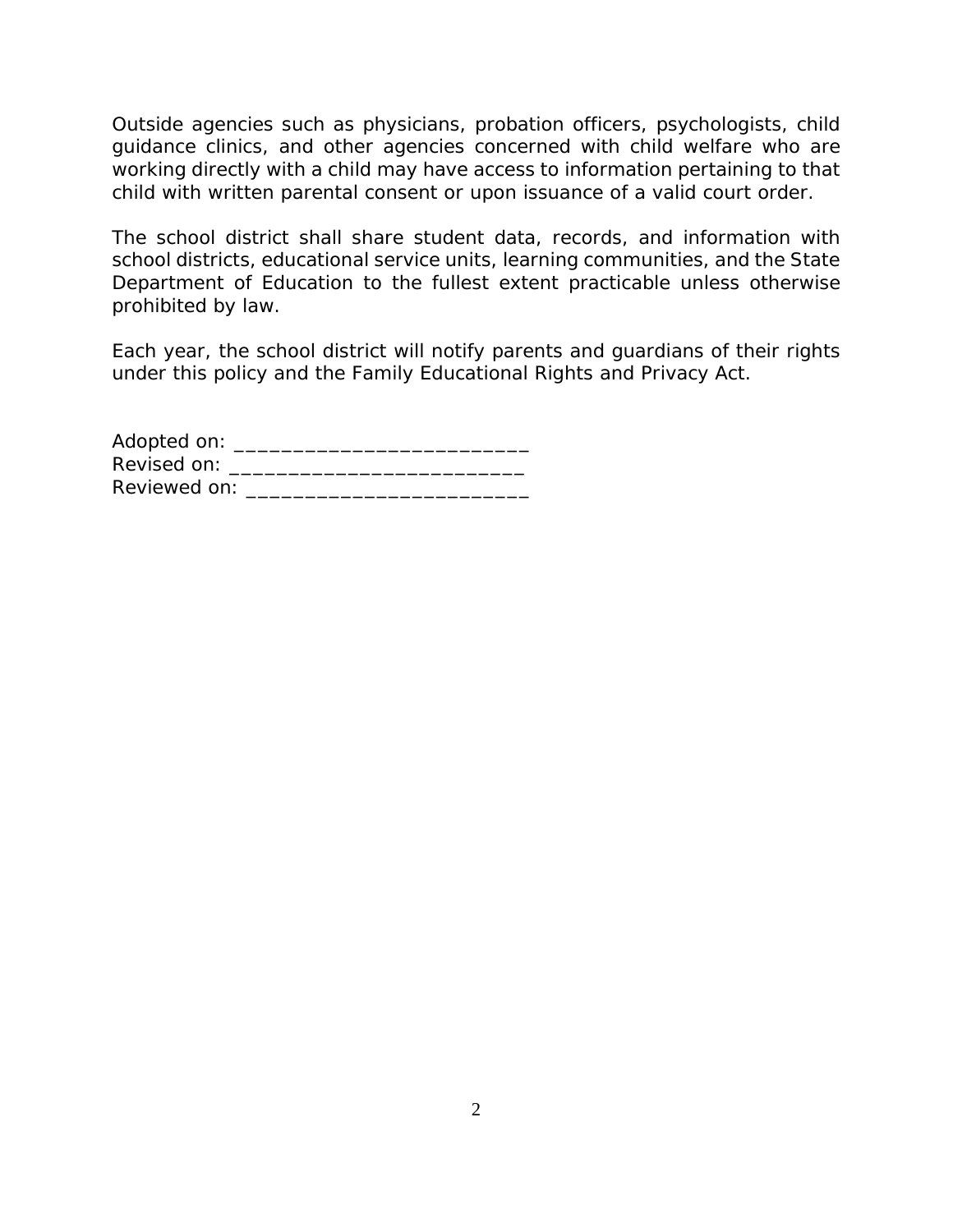Outside agencies such as physicians, probation officers, psychologists, child guidance clinics, and other agencies concerned with child welfare who are working directly with a child may have access to information pertaining to that child with written parental consent or upon issuance of a valid court order.

The school district shall share student data, records, and information with school districts, educational service units, learning communities, and the State Department of Education to the fullest extent practicable unless otherwise prohibited by law.

Each year, the school district will notify parents and guardians of their rights under this policy and the Family Educational Rights and Privacy Act.

Adopted on: __________________________
Revised on: __________________________
Reviewed on: _________________________